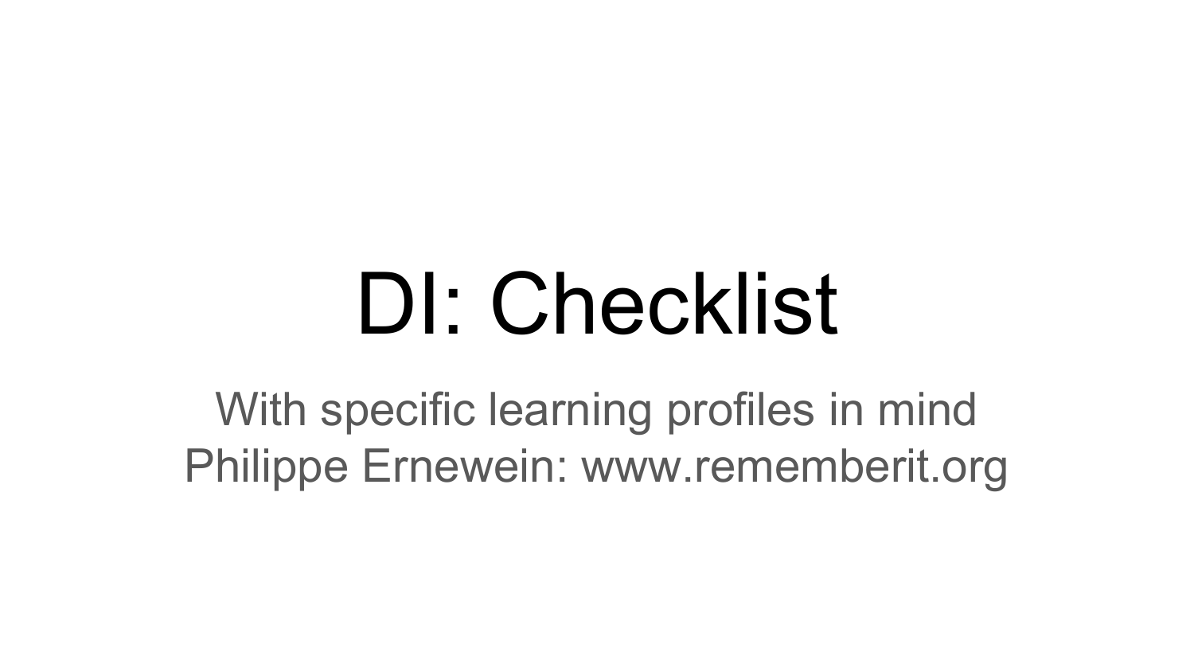# DI: Checklist

With specific learning profiles in mind
Philippe Ernewein: www.rememberit.org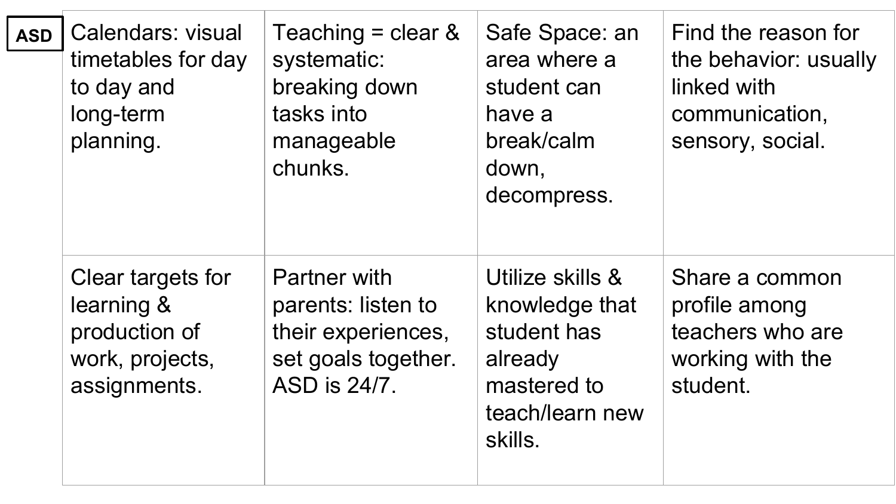**ASD**

| | | | |
|---|---|---|---|
| Calendars: visual timetables for day to day and long-term planning. | Teaching = clear & systematic: breaking down tasks into manageable chunks. | Safe Space: an area where a student can have a break/calm down, decompress. | Find the reason for the behavior: usually linked with communication, sensory, social. |
| Clear targets for learning & production of work, projects, assignments. | Partner with parents: listen to their experiences, set goals together. ASD is 24/7. | Utilize skills & knowledge that student has already mastered to teach/learn new skills. | Share a common profile among teachers who are working with the student. |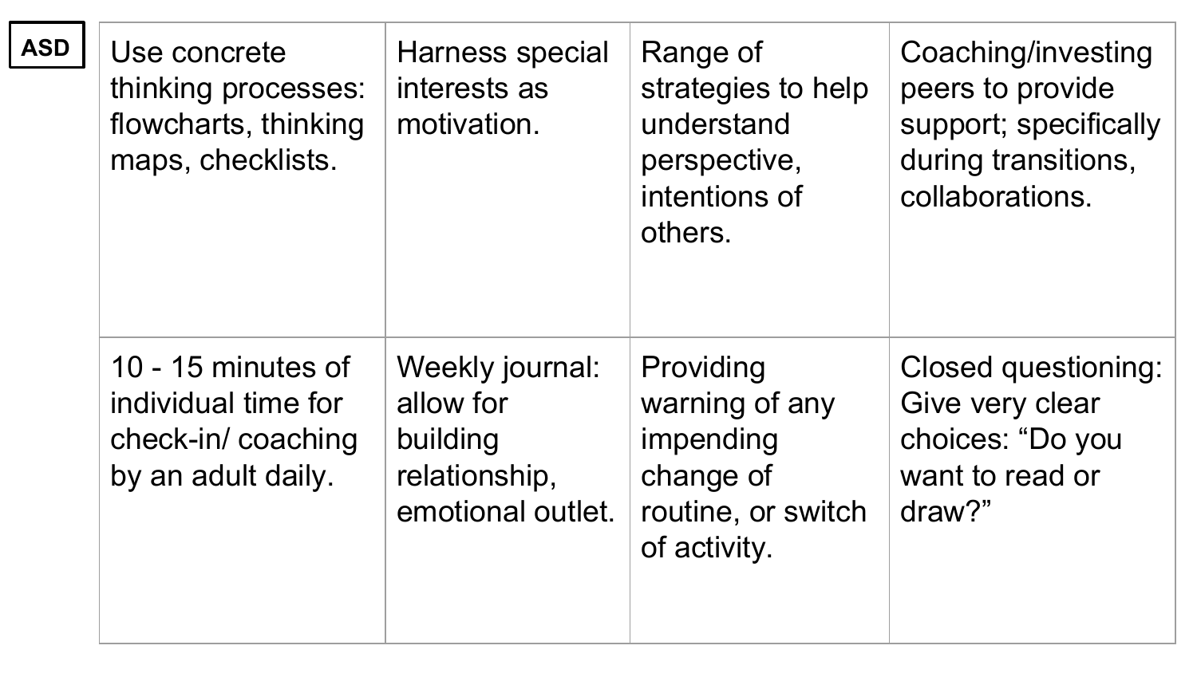**ASD**

| | | | |
|---|---|---|---|
| Use concrete thinking processes: flowcharts, thinking maps, checklists. | Harness special interests as motivation. | Range of strategies to help understand perspective, intentions of others. | Coaching/investing peers to provide support; specifically during transitions, collaborations. |
| 10 - 15 minutes of individual time for check-in/ coaching by an adult daily. | Weekly journal: allow for building relationship, emotional outlet. | Providing warning of any impending change of routine, or switch of activity. | Closed questioning: Give very clear choices: "Do you want to read or draw?" |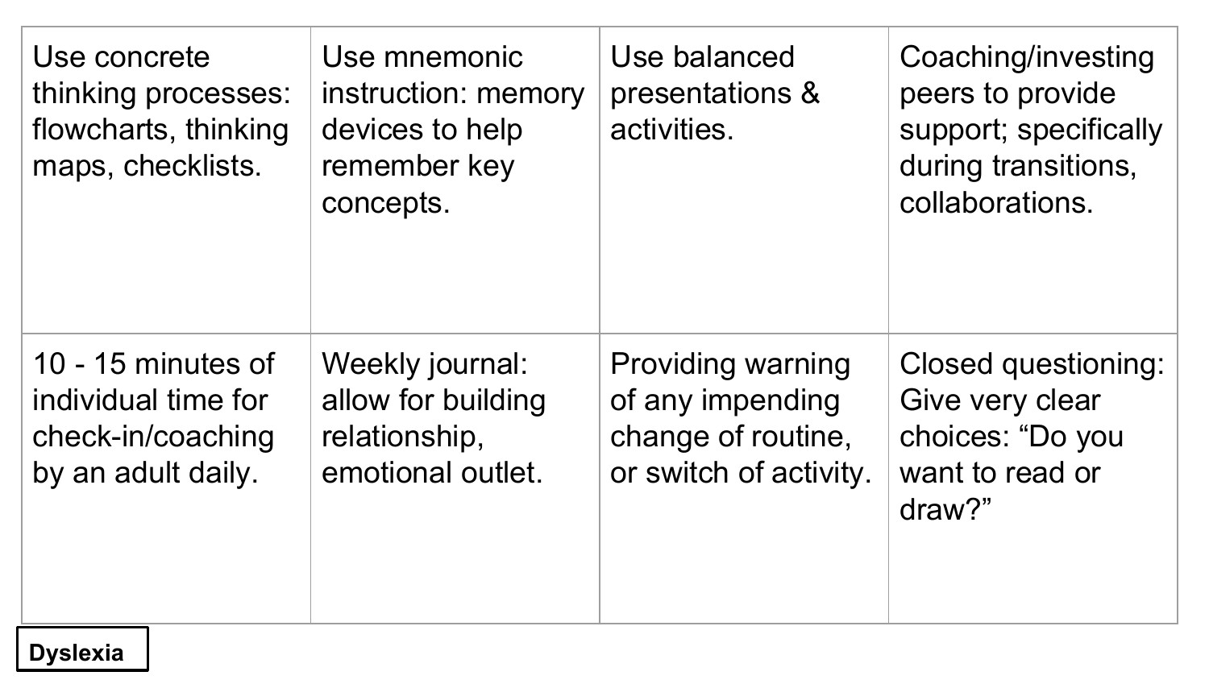| Use concrete thinking processes: flowcharts, thinking maps, checklists. | Use mnemonic instruction: memory devices to help remember key concepts. | Use balanced presentations & activities. | Coaching/investing peers to provide support; specifically during transitions, collaborations. |
|---|---|---|---|
| 10 - 15 minutes of individual time for check-in/coaching by an adult daily. | Weekly journal: allow for building relationship, emotional outlet. | Providing warning of any impending change of routine, or switch of activity. | Closed questioning: Give very clear choices: “Do you want to read or draw?” |

**Dyslexia**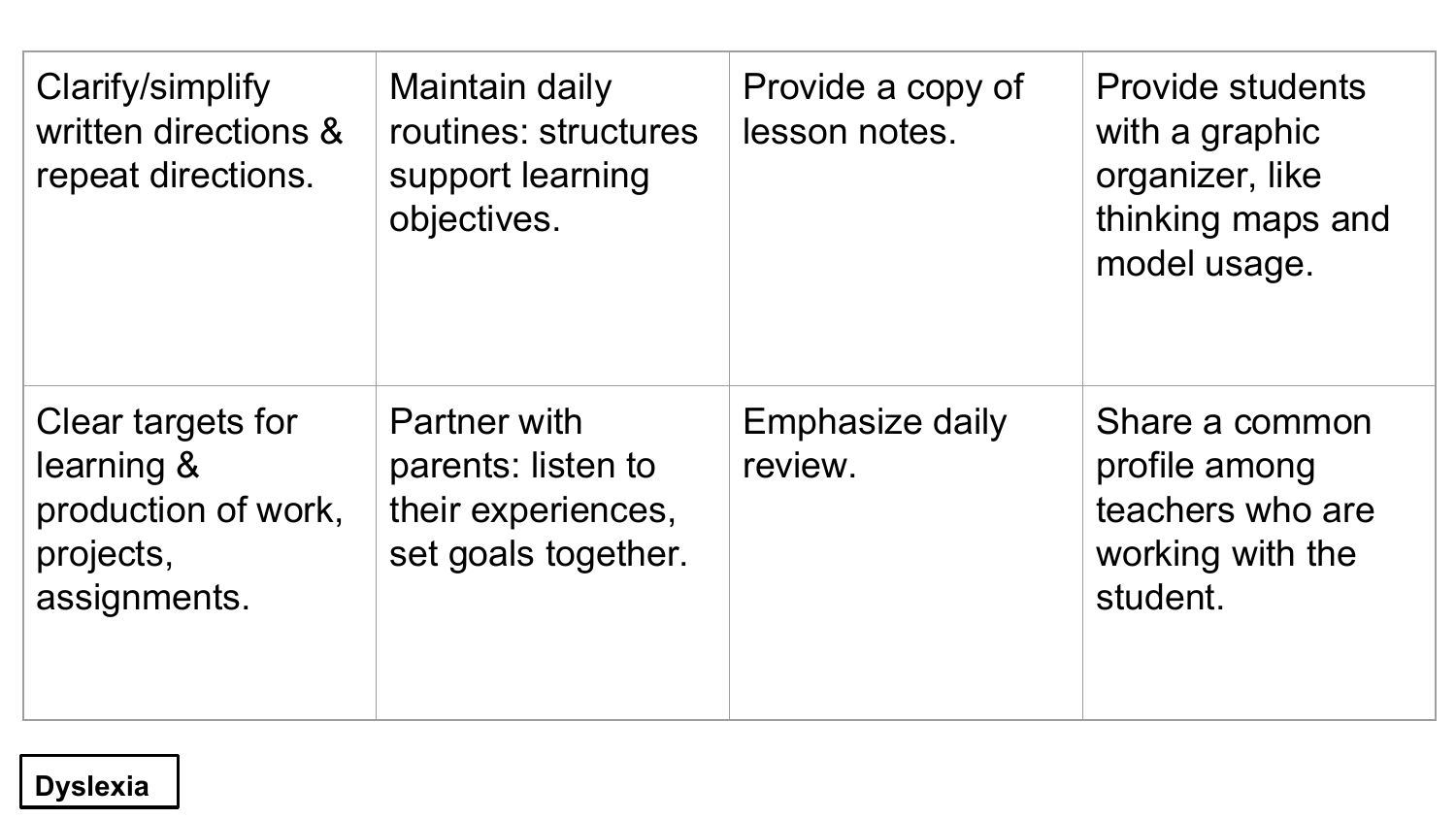| Clarify/simplify written directions & repeat directions. | Maintain daily routines: structures support learning objectives. | Provide a copy of lesson notes. | Provide students with a graphic organizer, like thinking maps and model usage. |
|---|---|---|---|
| Clear targets for learning & production of work, projects, assignments. | Partner with parents: listen to their experiences, set goals together. | Emphasize daily review. | Share a common profile among teachers who are working with the student. |

**Dyslexia**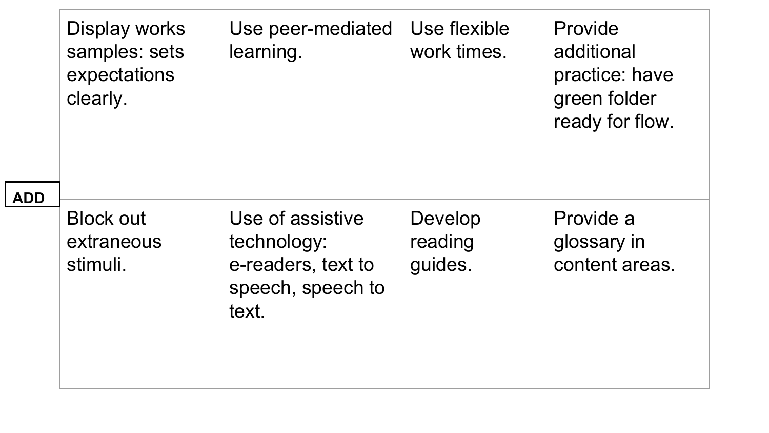ADD

| | | | |
|---|---|---|---|
| Display works samples: sets expectations clearly. | Use peer-mediated learning. | Use flexible work times. | Provide additional practice: have green folder ready for flow. |
| Block out extraneous stimuli. | Use of assistive technology: e-readers, text to speech, speech to text. | Develop reading guides. | Provide a glossary in content areas. |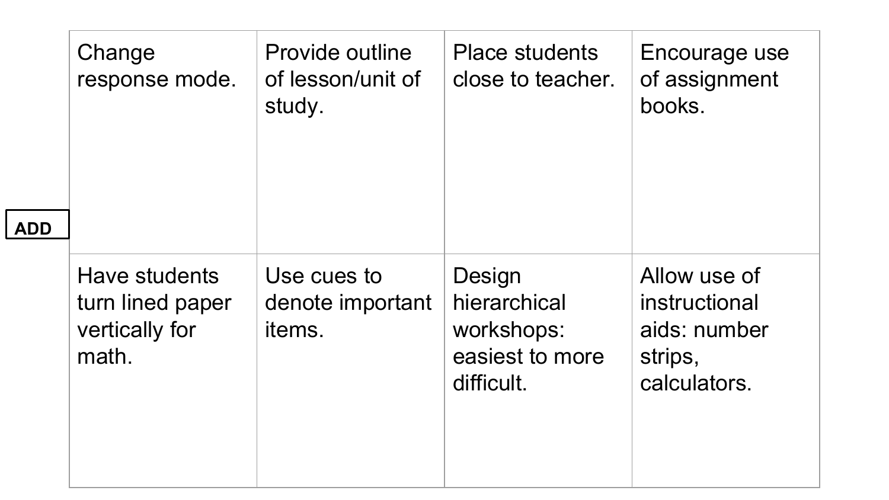**ADD**

| | | | |
|---|---|---|---|
| Change response mode. | Provide outline of lesson/unit of study. | Place students close to teacher. | Encourage use of assignment books. |
| Have students turn lined paper vertically for math. | Use cues to denote important items. | Design hierarchical workshops: easiest to more difficult. | Allow use of instructional aids: number strips, calculators. |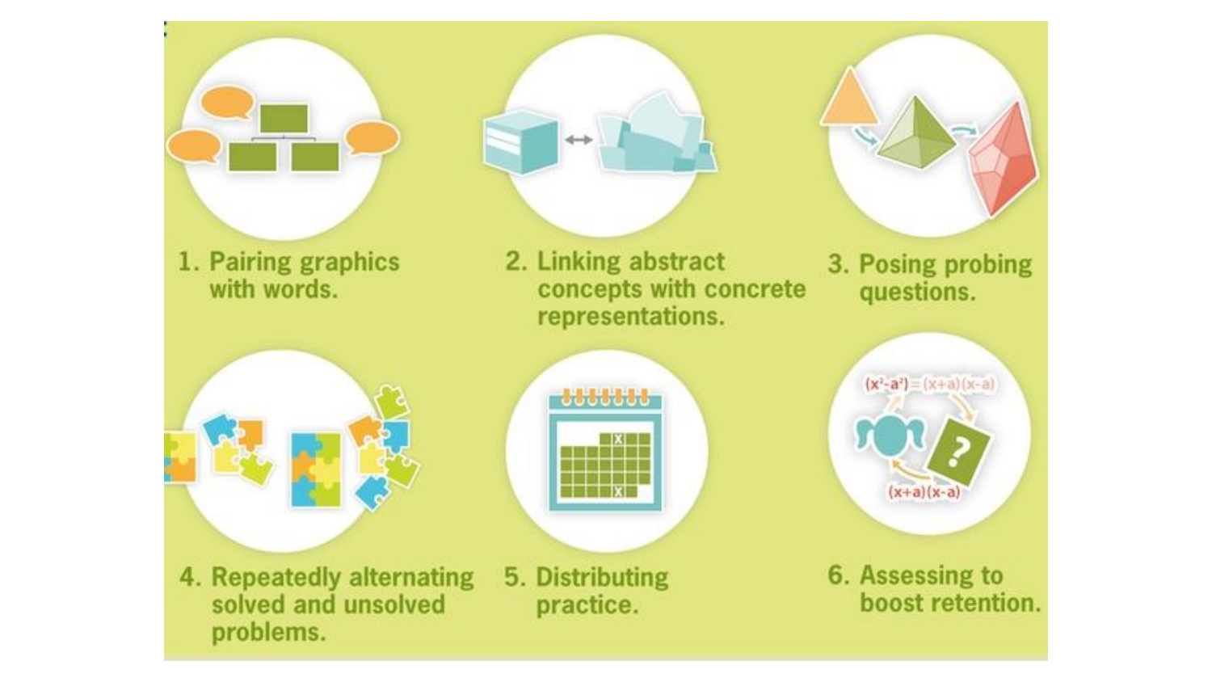1. Pairing graphics with words.
2. Linking abstract concepts with concrete representations.
3. Posing probing questions.
4. Repeatedly alternating solved and unsolved problems.
5. Distributing practice.
6. Assessing to boost retention.